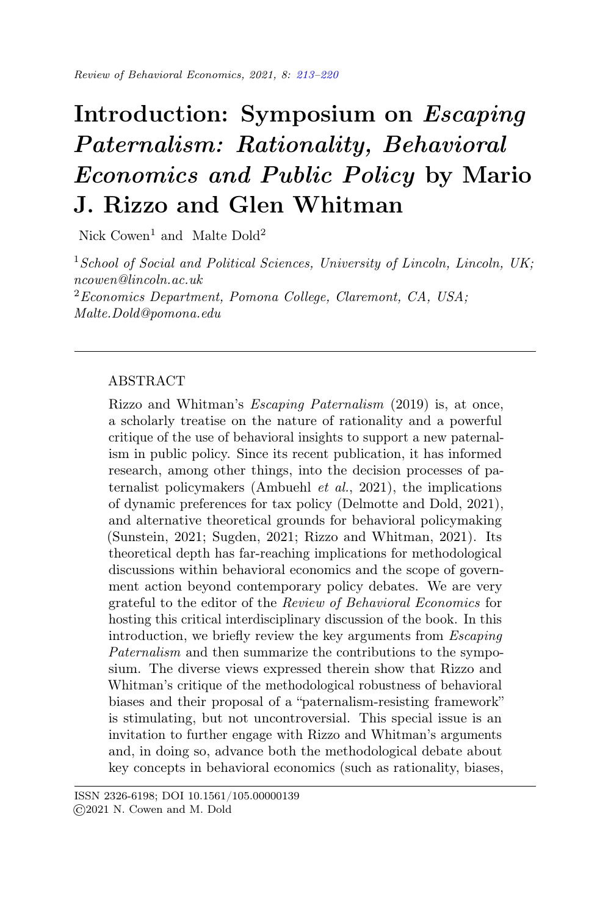# Introduction: Symposium on *Escaping Paternalism: Rationality, Behavioral Economics and Public Policy* by Mario J. Rizzo and Glen Whitman

Nick Cowen[1] and Malte Dold[2]

[1]*School of Social and Political Sciences, University of Lincoln, Lincoln, UK; ncowen@lincoln.ac.uk*

[2]*Economics Department, Pomona College, Claremont, CA, USA; Malte.Dold@pomona.edu*

---

## ABSTRACT

Rizzo and Whitman's *Escaping Paternalism* (2019) is, at once, a scholarly treatise on the nature of rationality and a powerful critique of the use of behavioral insights to support a new paternalism in public policy. Since its recent publication, it has informed research, among other things, into the decision processes of paternalist policymakers (Ambuehl *et al.*, 2021), the implications of dynamic preferences for tax policy (Delmotte and Dold, 2021), and alternative theoretical grounds for behavioral policymaking (Sunstein, 2021; Sugden, 2021; Rizzo and Whitman, 2021). Its theoretical depth has far-reaching implications for methodological discussions within behavioral economics and the scope of government action beyond contemporary policy debates. We are very grateful to the editor of the *Review of Behavioral Economics* for hosting this critical interdisciplinary discussion of the book. In this introduction, we briefly review the key arguments from *Escaping Paternalism* and then summarize the contributions to the symposium. The diverse views expressed therein show that Rizzo and Whitman's critique of the methodological robustness of behavioral biases and their proposal of a "paternalism-resisting framework" is stimulating, but not uncontroversial. This special issue is an invitation to further engage with Rizzo and Whitman's arguments and, in doing so, advance both the methodological debate about key concepts in behavioral economics (such as rationality, biases,

---

ISSN 2326-6198; DOI 10.1561/105.00000139
©2021 N. Cowen and M. Dold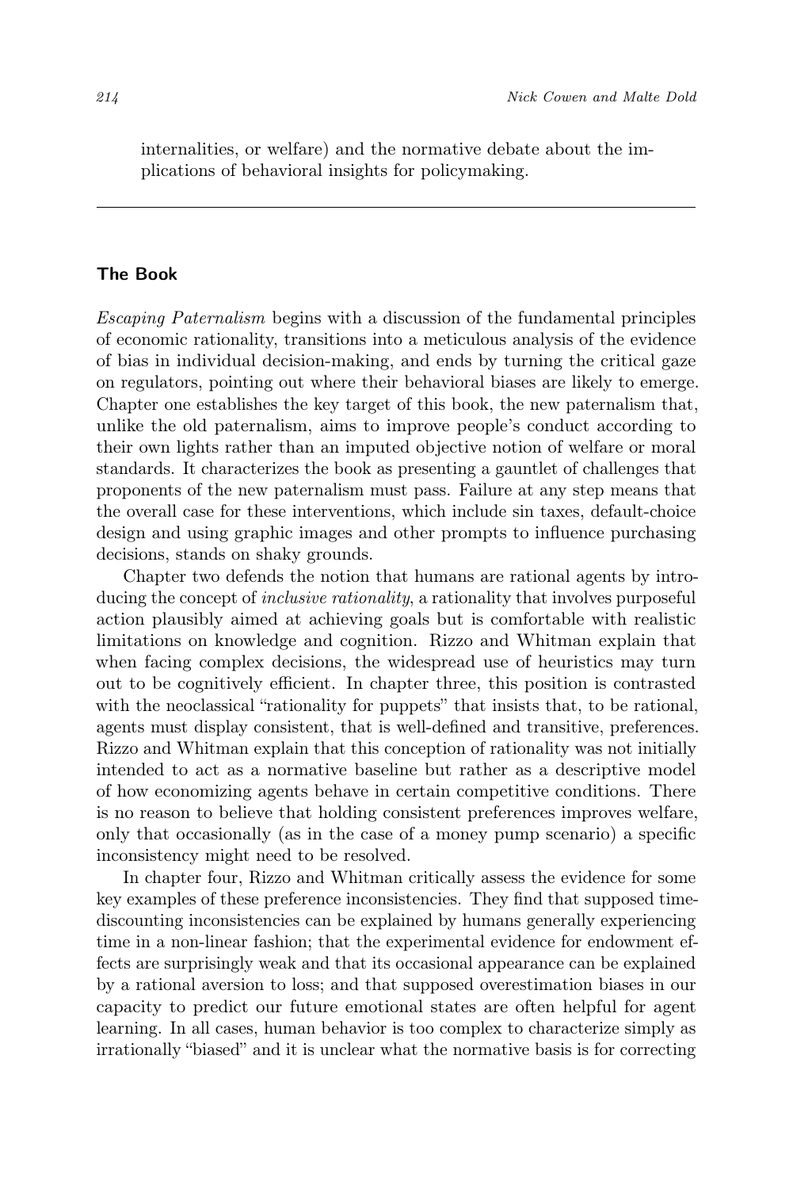internalities, or welfare) and the normative debate about the implications of behavioral insights for policymaking.

---

## The Book

*Escaping Paternalism* begins with a discussion of the fundamental principles of economic rationality, transitions into a meticulous analysis of the evidence of bias in individual decision-making, and ends by turning the critical gaze on regulators, pointing out where their behavioral biases are likely to emerge. Chapter one establishes the key target of this book, the new paternalism that, unlike the old paternalism, aims to improve people's conduct according to their own lights rather than an imputed objective notion of welfare or moral standards. It characterizes the book as presenting a gauntlet of challenges that proponents of the new paternalism must pass. Failure at any step means that the overall case for these interventions, which include sin taxes, default-choice design and using graphic images and other prompts to influence purchasing decisions, stands on shaky grounds.

Chapter two defends the notion that humans are rational agents by introducing the concept of *inclusive rationality*, a rationality that involves purposeful action plausibly aimed at achieving goals but is comfortable with realistic limitations on knowledge and cognition. Rizzo and Whitman explain that when facing complex decisions, the widespread use of heuristics may turn out to be cognitively efficient. In chapter three, this position is contrasted with the neoclassical "rationality for puppets" that insists that, to be rational, agents must display consistent, that is well-defined and transitive, preferences. Rizzo and Whitman explain that this conception of rationality was not initially intended to act as a normative baseline but rather as a descriptive model of how economizing agents behave in certain competitive conditions. There is no reason to believe that holding consistent preferences improves welfare, only that occasionally (as in the case of a money pump scenario) a specific inconsistency might need to be resolved.

In chapter four, Rizzo and Whitman critically assess the evidence for some key examples of these preference inconsistencies. They find that supposed time-discounting inconsistencies can be explained by humans generally experiencing time in a non-linear fashion; that the experimental evidence for endowment effects are surprisingly weak and that its occasional appearance can be explained by a rational aversion to loss; and that supposed overestimation biases in our capacity to predict our future emotional states are often helpful for agent learning. In all cases, human behavior is too complex to characterize simply as irrationally "biased" and it is unclear what the normative basis is for correcting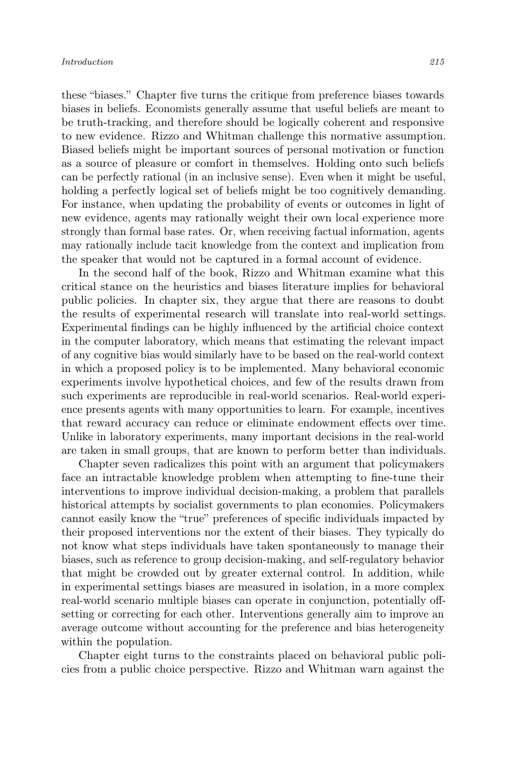these "biases." Chapter five turns the critique from preference biases towards biases in beliefs. Economists generally assume that useful beliefs are meant to be truth-tracking, and therefore should be logically coherent and responsive to new evidence. Rizzo and Whitman challenge this normative assumption. Biased beliefs might be important sources of personal motivation or function as a source of pleasure or comfort in themselves. Holding onto such beliefs can be perfectly rational (in an inclusive sense). Even when it might be useful, holding a perfectly logical set of beliefs might be too cognitively demanding. For instance, when updating the probability of events or outcomes in light of new evidence, agents may rationally weight their own local experience more strongly than formal base rates. Or, when receiving factual information, agents may rationally include tacit knowledge from the context and implication from the speaker that would not be captured in a formal account of evidence.

In the second half of the book, Rizzo and Whitman examine what this critical stance on the heuristics and biases literature implies for behavioral public policies. In chapter six, they argue that there are reasons to doubt the results of experimental research will translate into real-world settings. Experimental findings can be highly influenced by the artificial choice context in the computer laboratory, which means that estimating the relevant impact of any cognitive bias would similarly have to be based on the real-world context in which a proposed policy is to be implemented. Many behavioral economic experiments involve hypothetical choices, and few of the results drawn from such experiments are reproducible in real-world scenarios. Real-world experience presents agents with many opportunities to learn. For example, incentives that reward accuracy can reduce or eliminate endowment effects over time. Unlike in laboratory experiments, many important decisions in the real-world are taken in small groups, that are known to perform better than individuals.

Chapter seven radicalizes this point with an argument that policymakers face an intractable knowledge problem when attempting to fine-tune their interventions to improve individual decision-making, a problem that parallels historical attempts by socialist governments to plan economies. Policymakers cannot easily know the "true" preferences of specific individuals impacted by their proposed interventions nor the extent of their biases. They typically do not know what steps individuals have taken spontaneously to manage their biases, such as reference to group decision-making, and self-regulatory behavior that might be crowded out by greater external control. In addition, while in experimental settings biases are measured in isolation, in a more complex real-world scenario multiple biases can operate in conjunction, potentially offsetting or correcting for each other. Interventions generally aim to improve an average outcome without accounting for the preference and bias heterogeneity within the population.

Chapter eight turns to the constraints placed on behavioral public policies from a public choice perspective. Rizzo and Whitman warn against the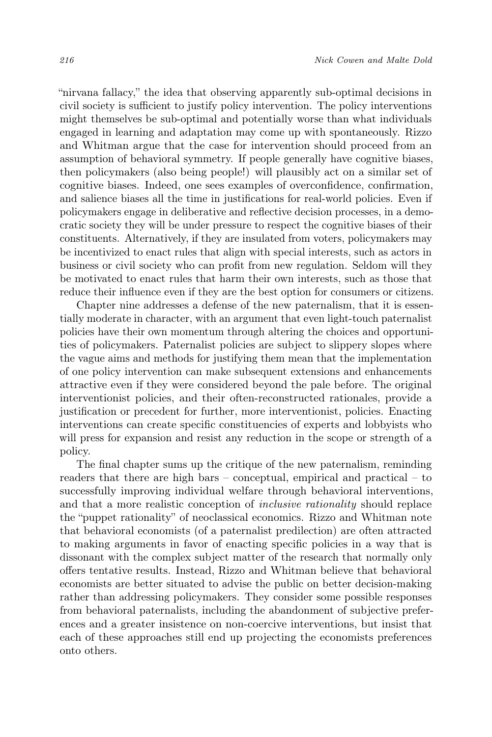"nirvana fallacy," the idea that observing apparently sub-optimal decisions in civil society is sufficient to justify policy intervention. The policy interventions might themselves be sub-optimal and potentially worse than what individuals engaged in learning and adaptation may come up with spontaneously. Rizzo and Whitman argue that the case for intervention should proceed from an assumption of behavioral symmetry. If people generally have cognitive biases, then policymakers (also being people!) will plausibly act on a similar set of cognitive biases. Indeed, one sees examples of overconfidence, confirmation, and salience biases all the time in justifications for real-world policies. Even if policymakers engage in deliberative and reflective decision processes, in a democratic society they will be under pressure to respect the cognitive biases of their constituents. Alternatively, if they are insulated from voters, policymakers may be incentivized to enact rules that align with special interests, such as actors in business or civil society who can profit from new regulation. Seldom will they be motivated to enact rules that harm their own interests, such as those that reduce their influence even if they are the best option for consumers or citizens.

Chapter nine addresses a defense of the new paternalism, that it is essentially moderate in character, with an argument that even light-touch paternalist policies have their own momentum through altering the choices and opportunities of policymakers. Paternalist policies are subject to slippery slopes where the vague aims and methods for justifying them mean that the implementation of one policy intervention can make subsequent extensions and enhancements attractive even if they were considered beyond the pale before. The original interventionist policies, and their often-reconstructed rationales, provide a justification or precedent for further, more interventionist, policies. Enacting interventions can create specific constituencies of experts and lobbyists who will press for expansion and resist any reduction in the scope or strength of a policy.

The final chapter sums up the critique of the new paternalism, reminding readers that there are high bars – conceptual, empirical and practical – to successfully improving individual welfare through behavioral interventions, and that a more realistic conception of *inclusive rationality* should replace the "puppet rationality" of neoclassical economics. Rizzo and Whitman note that behavioral economists (of a paternalist predilection) are often attracted to making arguments in favor of enacting specific policies in a way that is dissonant with the complex subject matter of the research that normally only offers tentative results. Instead, Rizzo and Whitman believe that behavioral economists are better situated to advise the public on better decision-making rather than addressing policymakers. They consider some possible responses from behavioral paternalists, including the abandonment of subjective preferences and a greater insistence on non-coercive interventions, but insist that each of these approaches still end up projecting the economists preferences onto others.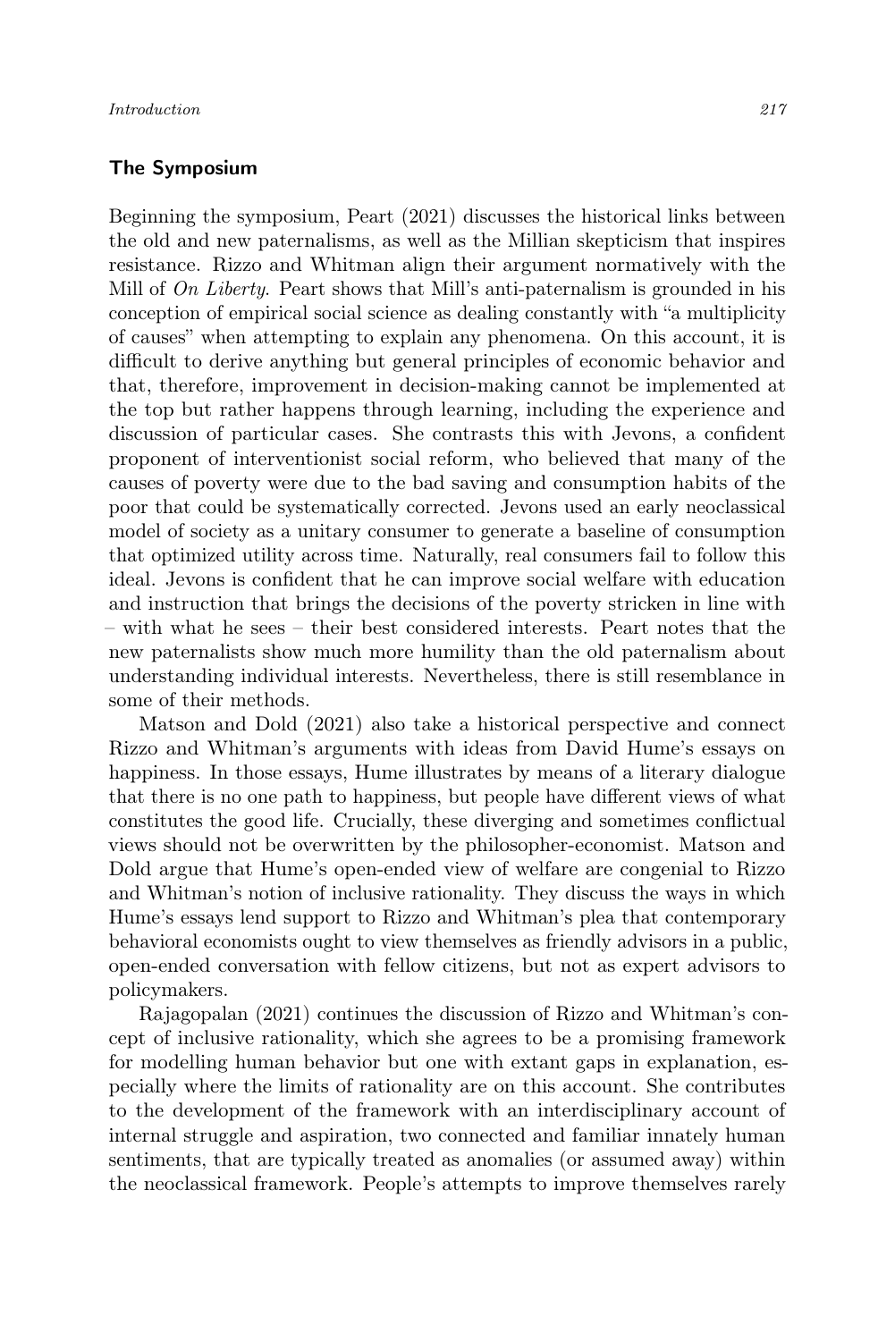## The Symposium

Beginning the symposium, Peart (2021) discusses the historical links between the old and new paternalisms, as well as the Millian skepticism that inspires resistance. Rizzo and Whitman align their argument normatively with the Mill of *On Liberty*. Peart shows that Mill's anti-paternalism is grounded in his conception of empirical social science as dealing constantly with "a multiplicity of causes" when attempting to explain any phenomena. On this account, it is difficult to derive anything but general principles of economic behavior and that, therefore, improvement in decision-making cannot be implemented at the top but rather happens through learning, including the experience and discussion of particular cases. She contrasts this with Jevons, a confident proponent of interventionist social reform, who believed that many of the causes of poverty were due to the bad saving and consumption habits of the poor that could be systematically corrected. Jevons used an early neoclassical model of society as a unitary consumer to generate a baseline of consumption that optimized utility across time. Naturally, real consumers fail to follow this ideal. Jevons is confident that he can improve social welfare with education and instruction that brings the decisions of the poverty stricken in line with – with what he sees – their best considered interests. Peart notes that the new paternalists show much more humility than the old paternalism about understanding individual interests. Nevertheless, there is still resemblance in some of their methods.

Matson and Dold (2021) also take a historical perspective and connect Rizzo and Whitman's arguments with ideas from David Hume's essays on happiness. In those essays, Hume illustrates by means of a literary dialogue that there is no one path to happiness, but people have different views of what constitutes the good life. Crucially, these diverging and sometimes conflictual views should not be overwritten by the philosopher-economist. Matson and Dold argue that Hume's open-ended view of welfare are congenial to Rizzo and Whitman's notion of inclusive rationality. They discuss the ways in which Hume's essays lend support to Rizzo and Whitman's plea that contemporary behavioral economists ought to view themselves as friendly advisors in a public, open-ended conversation with fellow citizens, but not as expert advisors to policymakers.

Rajagopalan (2021) continues the discussion of Rizzo and Whitman's concept of inclusive rationality, which she agrees to be a promising framework for modelling human behavior but one with extant gaps in explanation, especially where the limits of rationality are on this account. She contributes to the development of the framework with an interdisciplinary account of internal struggle and aspiration, two connected and familiar innately human sentiments, that are typically treated as anomalies (or assumed away) within the neoclassical framework. People's attempts to improve themselves rarely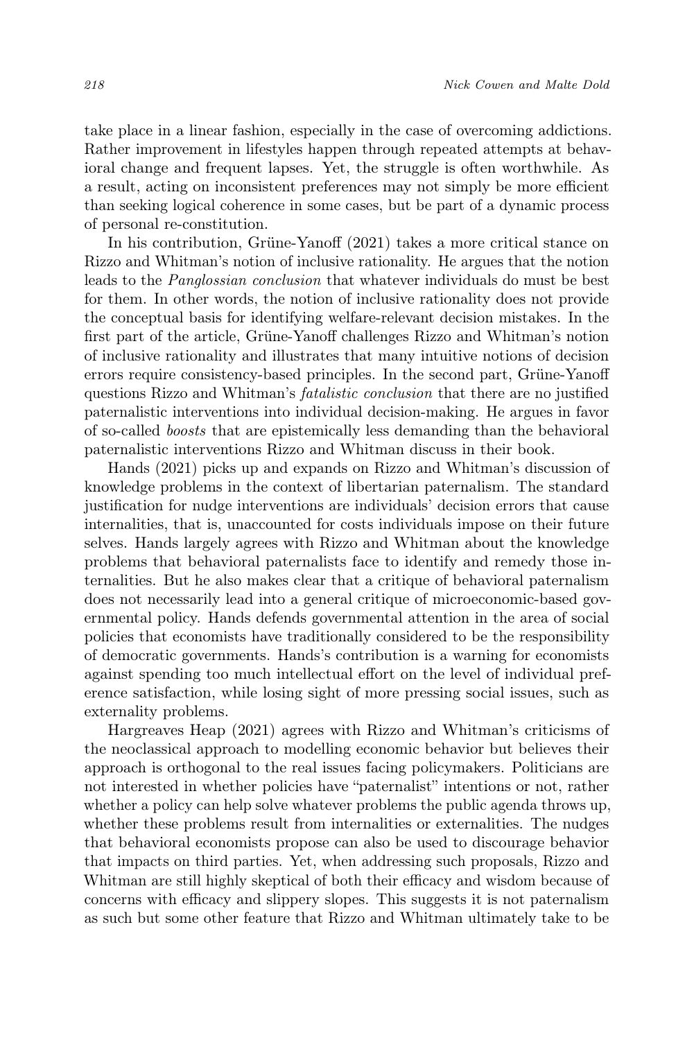take place in a linear fashion, especially in the case of overcoming addictions. Rather improvement in lifestyles happen through repeated attempts at behavioral change and frequent lapses. Yet, the struggle is often worthwhile. As a result, acting on inconsistent preferences may not simply be more efficient than seeking logical coherence in some cases, but be part of a dynamic process of personal re-constitution.

In his contribution, Grüne-Yanoff (2021) takes a more critical stance on Rizzo and Whitman's notion of inclusive rationality. He argues that the notion leads to the *Panglossian conclusion* that whatever individuals do must be best for them. In other words, the notion of inclusive rationality does not provide the conceptual basis for identifying welfare-relevant decision mistakes. In the first part of the article, Grüne-Yanoff challenges Rizzo and Whitman's notion of inclusive rationality and illustrates that many intuitive notions of decision errors require consistency-based principles. In the second part, Grüne-Yanoff questions Rizzo and Whitman's *fatalistic conclusion* that there are no justified paternalistic interventions into individual decision-making. He argues in favor of so-called *boosts* that are epistemically less demanding than the behavioral paternalistic interventions Rizzo and Whitman discuss in their book.

Hands (2021) picks up and expands on Rizzo and Whitman's discussion of knowledge problems in the context of libertarian paternalism. The standard justification for nudge interventions are individuals' decision errors that cause internalities, that is, unaccounted for costs individuals impose on their future selves. Hands largely agrees with Rizzo and Whitman about the knowledge problems that behavioral paternalists face to identify and remedy those internalities. But he also makes clear that a critique of behavioral paternalism does not necessarily lead into a general critique of microeconomic-based governmental policy. Hands defends governmental attention in the area of social policies that economists have traditionally considered to be the responsibility of democratic governments. Hands's contribution is a warning for economists against spending too much intellectual effort on the level of individual preference satisfaction, while losing sight of more pressing social issues, such as externality problems.

Hargreaves Heap (2021) agrees with Rizzo and Whitman's criticisms of the neoclassical approach to modelling economic behavior but believes their approach is orthogonal to the real issues facing policymakers. Politicians are not interested in whether policies have "paternalist" intentions or not, rather whether a policy can help solve whatever problems the public agenda throws up, whether these problems result from internalities or externalities. The nudges that behavioral economists propose can also be used to discourage behavior that impacts on third parties. Yet, when addressing such proposals, Rizzo and Whitman are still highly skeptical of both their efficacy and wisdom because of concerns with efficacy and slippery slopes. This suggests it is not paternalism as such but some other feature that Rizzo and Whitman ultimately take to be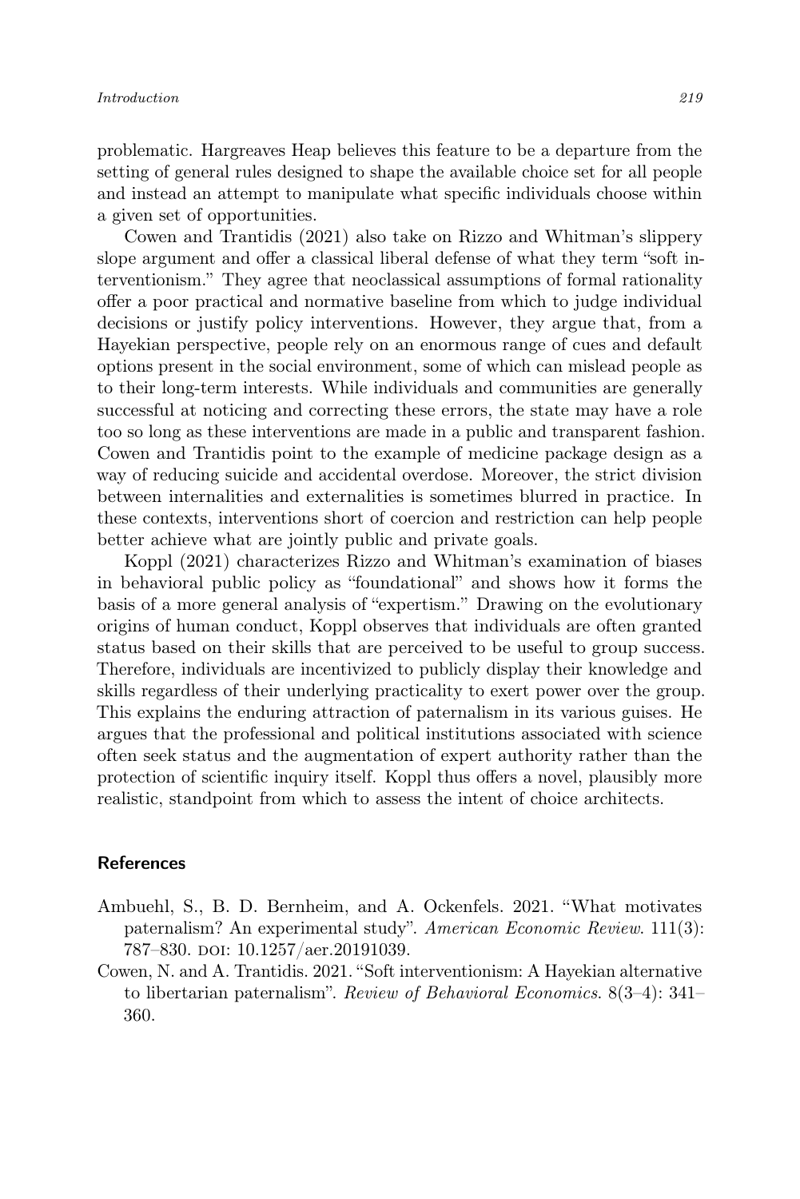problematic. Hargreaves Heap believes this feature to be a departure from the setting of general rules designed to shape the available choice set for all people and instead an attempt to manipulate what specific individuals choose within a given set of opportunities.

Cowen and Trantidis (2021) also take on Rizzo and Whitman's slippery slope argument and offer a classical liberal defense of what they term "soft interventionism." They agree that neoclassical assumptions of formal rationality offer a poor practical and normative baseline from which to judge individual decisions or justify policy interventions. However, they argue that, from a Hayekian perspective, people rely on an enormous range of cues and default options present in the social environment, some of which can mislead people as to their long-term interests. While individuals and communities are generally successful at noticing and correcting these errors, the state may have a role too so long as these interventions are made in a public and transparent fashion. Cowen and Trantidis point to the example of medicine package design as a way of reducing suicide and accidental overdose. Moreover, the strict division between internalities and externalities is sometimes blurred in practice. In these contexts, interventions short of coercion and restriction can help people better achieve what are jointly public and private goals.

Koppl (2021) characterizes Rizzo and Whitman's examination of biases in behavioral public policy as "foundational" and shows how it forms the basis of a more general analysis of "expertism." Drawing on the evolutionary origins of human conduct, Koppl observes that individuals are often granted status based on their skills that are perceived to be useful to group success. Therefore, individuals are incentivized to publicly display their knowledge and skills regardless of their underlying practicality to exert power over the group. This explains the enduring attraction of paternalism in its various guises. He argues that the professional and political institutions associated with science often seek status and the augmentation of expert authority rather than the protection of scientific inquiry itself. Koppl thus offers a novel, plausibly more realistic, standpoint from which to assess the intent of choice architects.

## References

Ambuehl, S., B. D. Bernheim, and A. Ockenfels. 2021. "What motivates paternalism? An experimental study". *American Economic Review*. 111(3): 787–830. DOI: 10.1257/aer.20191039.

Cowen, N. and A. Trantidis. 2021. "Soft interventionism: A Hayekian alternative to libertarian paternalism". *Review of Behavioral Economics*. 8(3–4): 341–360.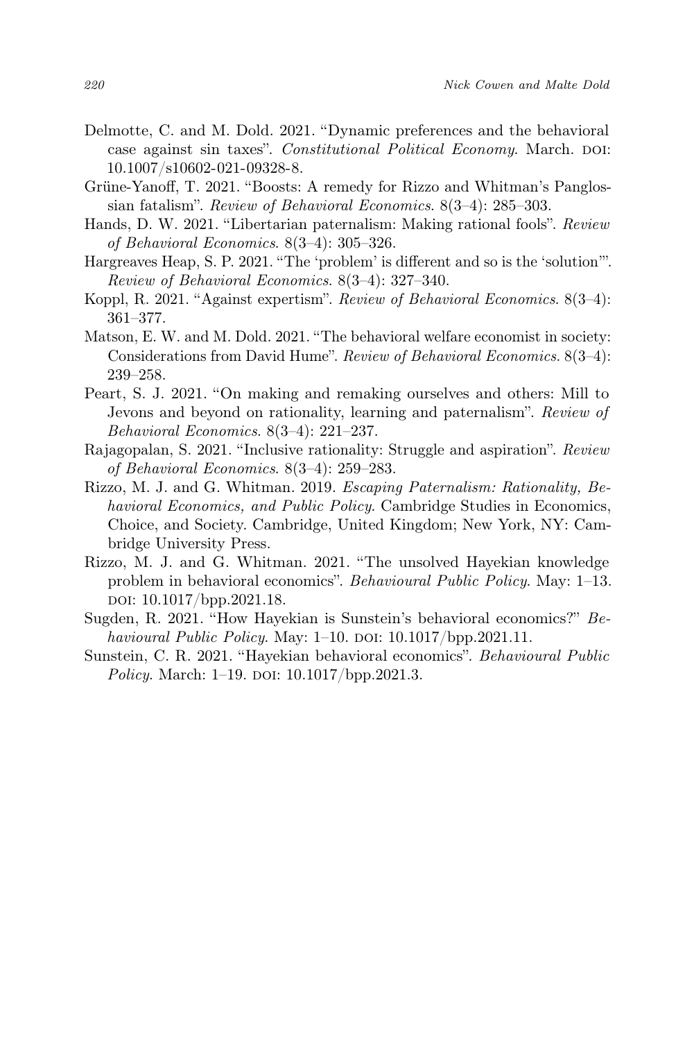Delmotte, C. and M. Dold. 2021. "Dynamic preferences and the behavioral case against sin taxes". *Constitutional Political Economy*. March. DOI: 10.1007/s10602-021-09328-8.

Grüne-Yanoff, T. 2021. "Boosts: A remedy for Rizzo and Whitman's Panglossian fatalism". *Review of Behavioral Economics*. 8(3–4): 285–303.

Hands, D. W. 2021. "Libertarian paternalism: Making rational fools". *Review of Behavioral Economics*. 8(3–4): 305–326.

Hargreaves Heap, S. P. 2021. "The 'problem' is different and so is the 'solution'". *Review of Behavioral Economics*. 8(3–4): 327–340.

Koppl, R. 2021. "Against expertism". *Review of Behavioral Economics*. 8(3–4): 361–377.

Matson, E. W. and M. Dold. 2021. "The behavioral welfare economist in society: Considerations from David Hume". *Review of Behavioral Economics*. 8(3–4): 239–258.

Peart, S. J. 2021. "On making and remaking ourselves and others: Mill to Jevons and beyond on rationality, learning and paternalism". *Review of Behavioral Economics*. 8(3–4): 221–237.

Rajagopalan, S. 2021. "Inclusive rationality: Struggle and aspiration". *Review of Behavioral Economics*. 8(3–4): 259–283.

Rizzo, M. J. and G. Whitman. 2019. *Escaping Paternalism: Rationality, Behavioral Economics, and Public Policy*. Cambridge Studies in Economics, Choice, and Society. Cambridge, United Kingdom; New York, NY: Cambridge University Press.

Rizzo, M. J. and G. Whitman. 2021. "The unsolved Hayekian knowledge problem in behavioral economics". *Behavioural Public Policy*. May: 1–13. DOI: 10.1017/bpp.2021.18.

Sugden, R. 2021. "How Hayekian is Sunstein's behavioral economics?" *Behavioural Public Policy*. May: 1–10. DOI: 10.1017/bpp.2021.11.

Sunstein, C. R. 2021. "Hayekian behavioral economics". *Behavioural Public Policy*. March: 1–19. DOI: 10.1017/bpp.2021.3.